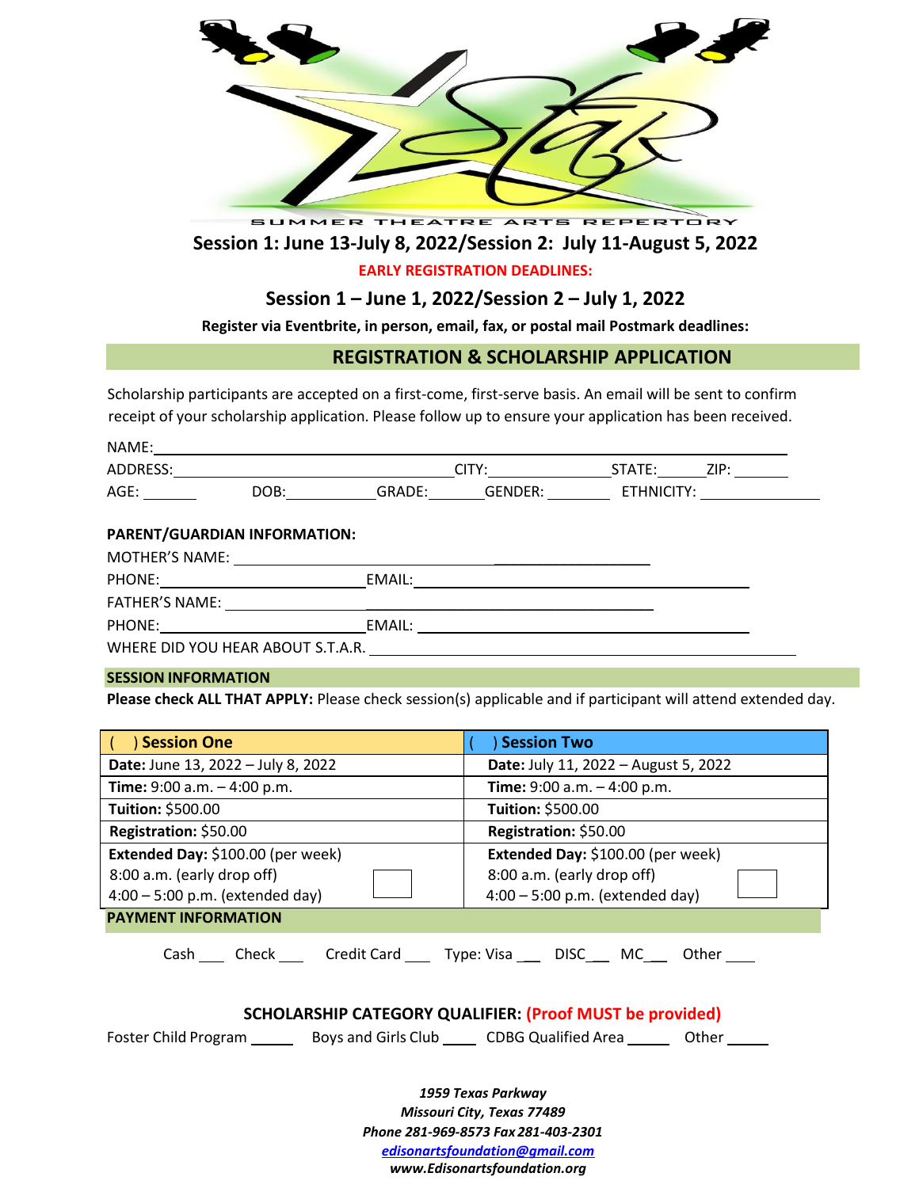SUMMER THEATRE ARTS REPERTORY

**Session 1: June 13-July 8, 2022/Session 2: July 11-August 5, 2022**

**EARLY REGISTRATION DEADLINES:**

**Session 1 – June 1, 2022/Session 2 – July 1, 2022**

**Register via Eventbrite, in person, email, fax, or postal mail Postmark deadlines:**

## REGISTRATION & SCHOLARSHIP APPLICATION

Scholarship participants are accepted on a first-come, first-serve basis. An email will be sent to confirm receipt of your scholarship application. Please follow up to ensure your application has been received.

NAME: ______________________________________________

ADDRESS: ______________________ CITY: ______________ STATE: ______ ZIP: ______

AGE: ______ DOB: __________ GRADE: ______ GENDER: ______ ETHNICITY: __________

**PARENT/GUARDIAN INFORMATION:**

MOTHER'S NAME: ______________________________________________

PHONE: ______________________ EMAIL: ______________________________________

FATHER'S NAME: ______________________________________________

PHONE: ______________________ EMAIL: ______________________________________

WHERE DID YOU HEAR ABOUT S.T.A.R. ______________________________________

**SESSION INFORMATION**

**Please check ALL THAT APPLY:** Please check session(s) applicable and if participant will attend extended day.

| ( ) **Session One** | ( ) **Session Two** |
|---|---|
| **Date:** June 13, 2022 – July 8, 2022 | **Date:** July 11, 2022 – August 5, 2022 |
| **Time:** 9:00 a.m. – 4:00 p.m. | **Time:** 9:00 a.m. – 4:00 p.m. |
| **Tuition:** $500.00 | **Tuition:** $500.00 |
| **Registration:** $50.00 | **Registration:** $50.00 |
| **Extended Day:** $100.00 (per week)<br>8:00 a.m. (early drop off)<br>4:00 – 5:00 p.m. (extended day) ☐ | **Extended Day:** $100.00 (per week)<br>8:00 a.m. (early drop off)<br>4:00 – 5:00 p.m. (extended day) ☐ |

**PAYMENT INFORMATION**

Cash ___ Check ___ Credit Card ___ Type: Visa ___ DISC___ MC___ Other ___

**SCHOLARSHIP CATEGORY QUALIFIER: (Proof MUST be provided)**

Foster Child Program _____ Boys and Girls Club ____ CDBG Qualified Area _____ Other _____

*1959 Texas Parkway*
*Missouri City, Texas 77489*
*Phone 281-969-8573 Fax 281-403-2301*
*edisonartsfoundation@gmail.com*
*www.Edisonartsfoundation.org*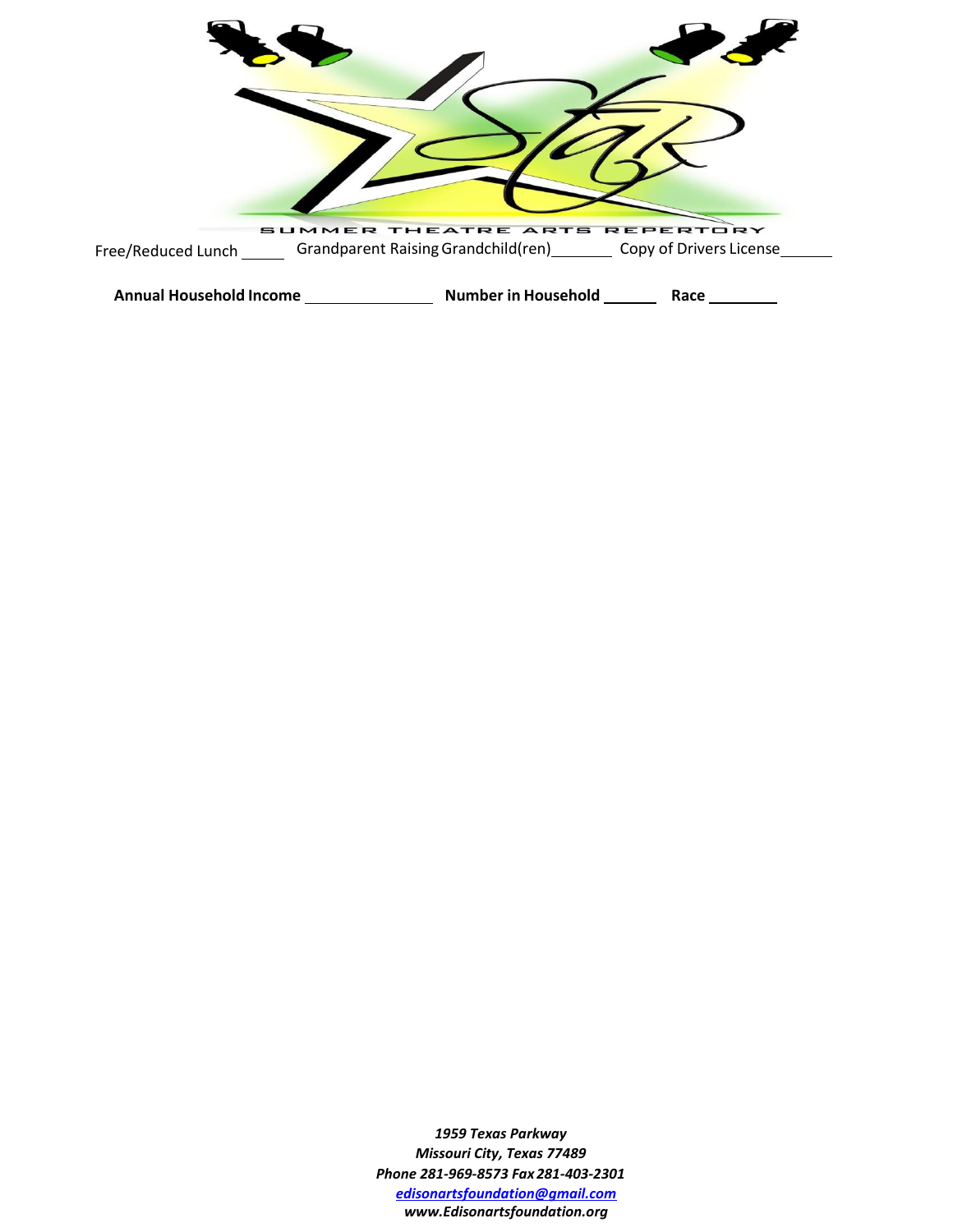SUMMER THEATRE ARTS REPERTORY

Free/Reduced Lunch _____ Grandparent Raising Grandchild(ren)_______ Copy of Drivers License______

**Annual Household Income _______________ Number in Household ______ Race ________**

***1959 Texas Parkway***
***Missouri City, Texas 77489***
***Phone 281-969-8573 Fax 281-403-2301***
***edisonartsfoundation@gmail.com***
***www.Edisonartsfoundation.org***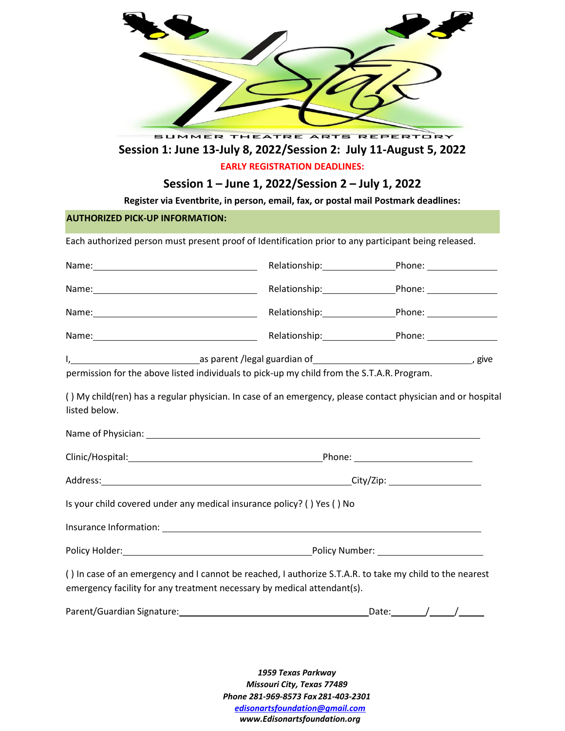SUMMER THEATRE ARTS REPERTORY

## Session 1: June 13-July 8, 2022/Session 2: July 11-August 5, 2022

**EARLY REGISTRATION DEADLINES:**

### Session 1 – June 1, 2022/Session 2 – July 1, 2022

**Register via Eventbrite, in person, email, fax, or postal mail Postmark deadlines:**

**AUTHORIZED PICK-UP INFORMATION:**

Each authorized person must present proof of Identification prior to any participant being released.

Name:_______________________________ Relationship:_____________ Phone: _____________

Name:_______________________________ Relationship:_____________ Phone: _____________

Name:_______________________________ Relationship:_____________ Phone: _____________

Name:_______________________________ Relationship:_____________ Phone: _____________

I,________________________as parent /legal guardian of______________________________, give permission for the above listed individuals to pick-up my child from the S.T.A.R. Program.

( ) My child(ren) has a regular physician. In case of an emergency, please contact physician and or hospital listed below.

Name of Physician: _______________________________________________________________

Clinic/Hospital:____________________________________Phone: ______________________

Address:_____________________________________________City/Zip: _________________

Is your child covered under any medical insurance policy? ( ) Yes ( ) No

Insurance Information: ____________________________________________________________

Policy Holder:___________________________________Policy Number: ___________________

( ) In case of an emergency and I cannot be reached, I authorize S.T.A.R. to take my child to the nearest emergency facility for any treatment necessary by medical attendant(s).

Parent/Guardian Signature:____________________________________Date:______/_____/_____

*1959 Texas Parkway*
*Missouri City, Texas 77489*
*Phone 281-969-8573 Fax 281-403-2301*
*edisonartsfoundation@gmail.com*
*www.Edisonartsfoundation.org*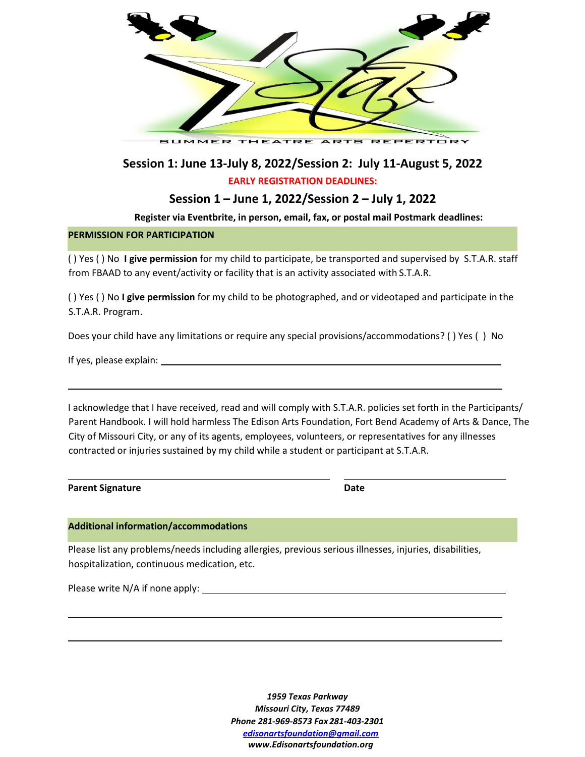SUMMER THEATRE ARTS REPERTORY

## Session 1: June 13-July 8, 2022/Session 2: July 11-August 5, 2022

**EARLY REGISTRATION DEADLINES:**

## Session 1 – June 1, 2022/Session 2 – July 1, 2022

**Register via Eventbrite, in person, email, fax, or postal mail Postmark deadlines:**

### PERMISSION FOR PARTICIPATION

( ) Yes ( ) No **I give permission** for my child to participate, be transported and supervised by S.T.A.R. staff from FBAAD to any event/activity or facility that is an activity associated with S.T.A.R.

( ) Yes ( ) No **I give permission** for my child to be photographed, and or videotaped and participate in the S.T.A.R. Program.

Does your child have any limitations or require any special provisions/accommodations? ( ) Yes ( ) No

If yes, please explain: ______________________________________________

______________________________________________

I acknowledge that I have received, read and will comply with S.T.A.R. policies set forth in the Participants/ Parent Handbook. I will hold harmless The Edison Arts Foundation, Fort Bend Academy of Arts & Dance, The City of Missouri City, or any of its agents, employees, volunteers, or representatives for any illnesses contracted or injuries sustained by my child while a student or participant at S.T.A.R.

______________________________ ______________________

**Parent Signature** **Date**

### Additional information/accommodations

Please list any problems/needs including allergies, previous serious illnesses, injuries, disabilities, hospitalization, continuous medication, etc.

Please write N/A if none apply: ______________________________________________

______________________________________________

______________________________________________

*1959 Texas Parkway*
*Missouri City, Texas 77489*
*Phone 281-969-8573 Fax 281-403-2301*
*edisonartsfoundation@gmail.com*
*www.Edisonartsfoundation.org*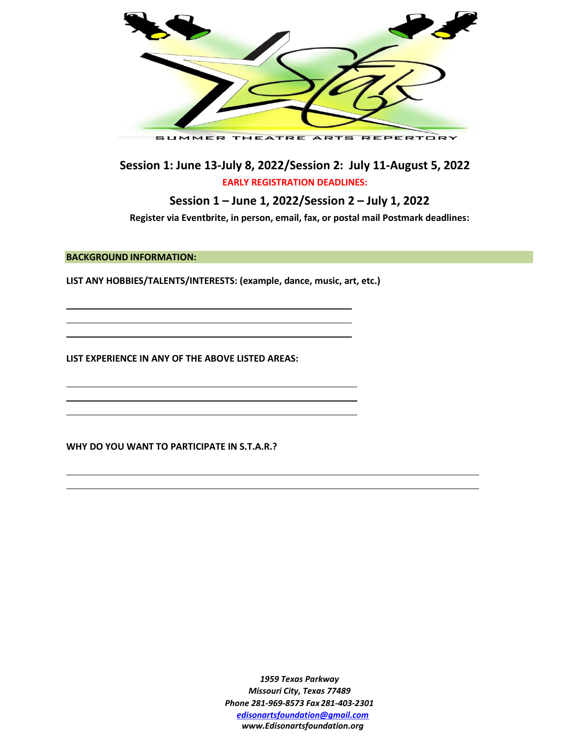SUMMER THEATRE ARTS REPERTORY

**Session 1: June 13-July 8, 2022/Session 2: July 11-August 5, 2022**

**EARLY REGISTRATION DEADLINES:**

**Session 1 – June 1, 2022/Session 2 – July 1, 2022**

**Register via Eventbrite, in person, email, fax, or postal mail Postmark deadlines:**

**BACKGROUND INFORMATION:**

**LIST ANY HOBBIES/TALENTS/INTERESTS: (example, dance, music, art, etc.)**

______________________________________________

______________________________________________

______________________________________________

**LIST EXPERIENCE IN ANY OF THE ABOVE LISTED AREAS:**

______________________________________________

______________________________________________

______________________________________________

**WHY DO YOU WANT TO PARTICIPATE IN S.T.A.R.?**

____________________________________________________________________

____________________________________________________________________

*1959 Texas Parkway*
*Missouri City, Texas 77489*
*Phone 281-969-8573 Fax 281-403-2301*
*edisonartsfoundation@gmail.com*
*www.Edisonartsfoundation.org*